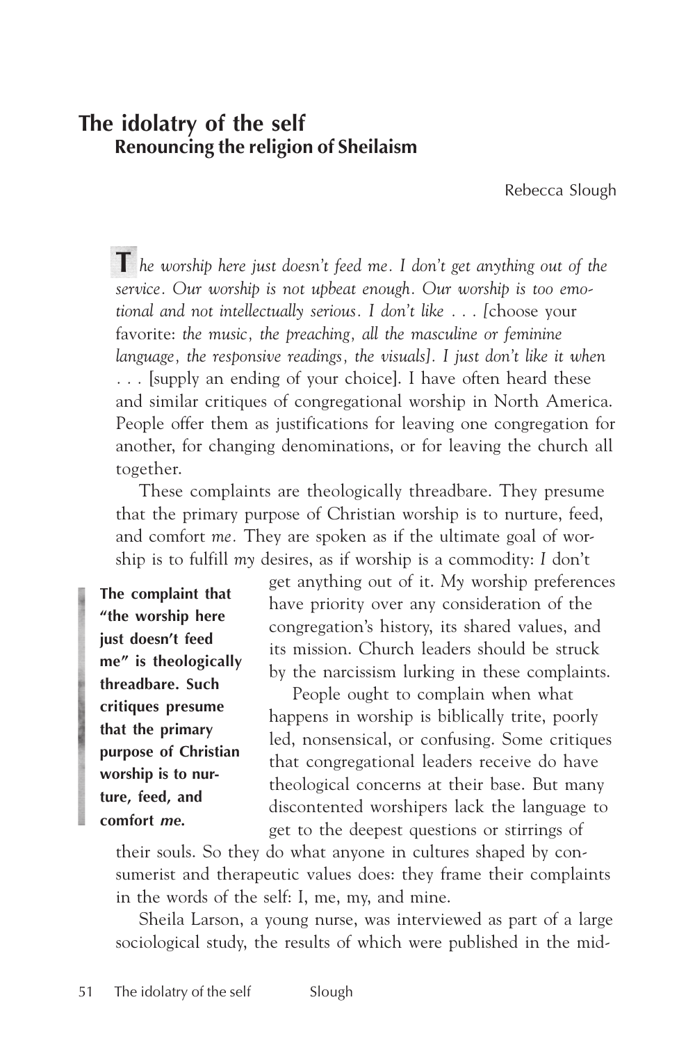# The idolatry of the self

## Renouncing the religion of Sheilaism

Rebecca Slough

*The worship here just doesn't feed me. I don't get anything out of the service. Our worship is not upbeat enough. Our worship is too emotional and not intellectually serious. I don't like . . . [*choose your favorite: *the music, the preaching, all the masculine or feminine language, the responsive readings, the visuals]. I just don't like it when* . . . [supply an ending of your choice]. I have often heard these and similar critiques of congregational worship in North America. People offer them as justifications for leaving one congregation for another, for changing denominations, or for leaving the church all together.

These complaints are theologically threadbare. They presume that the primary purpose of Christian worship is to nurture, feed, and comfort *me.* They are spoken as if the ultimate goal of worship is to fulfill *my* desires, as if worship is a commodity: *I* don't get anything out of it. *My* worship preferences have priority over any consideration of the congregation's history, its shared values, and its mission. Church leaders should be struck by the narcissism lurking in these complaints.

> **The complaint that "the worship here just doesn't feed me" is theologically threadbare. Such critiques presume that the primary purpose of Christian worship is to nurture, feed, and comfort *me*.**

People ought to complain when what happens in worship is biblically trite, poorly led, nonsensical, or confusing. Some critiques that congregational leaders receive do have theological concerns at their base. But many discontented worshipers lack the language to get to the deepest questions or stirrings of their souls. So they do what anyone in cultures shaped by consumerist and therapeutic values does: they frame their complaints in the words of the self: I, me, my, and mine.

Sheila Larson, a young nurse, was interviewed as part of a large sociological study, the results of which were published in the mid-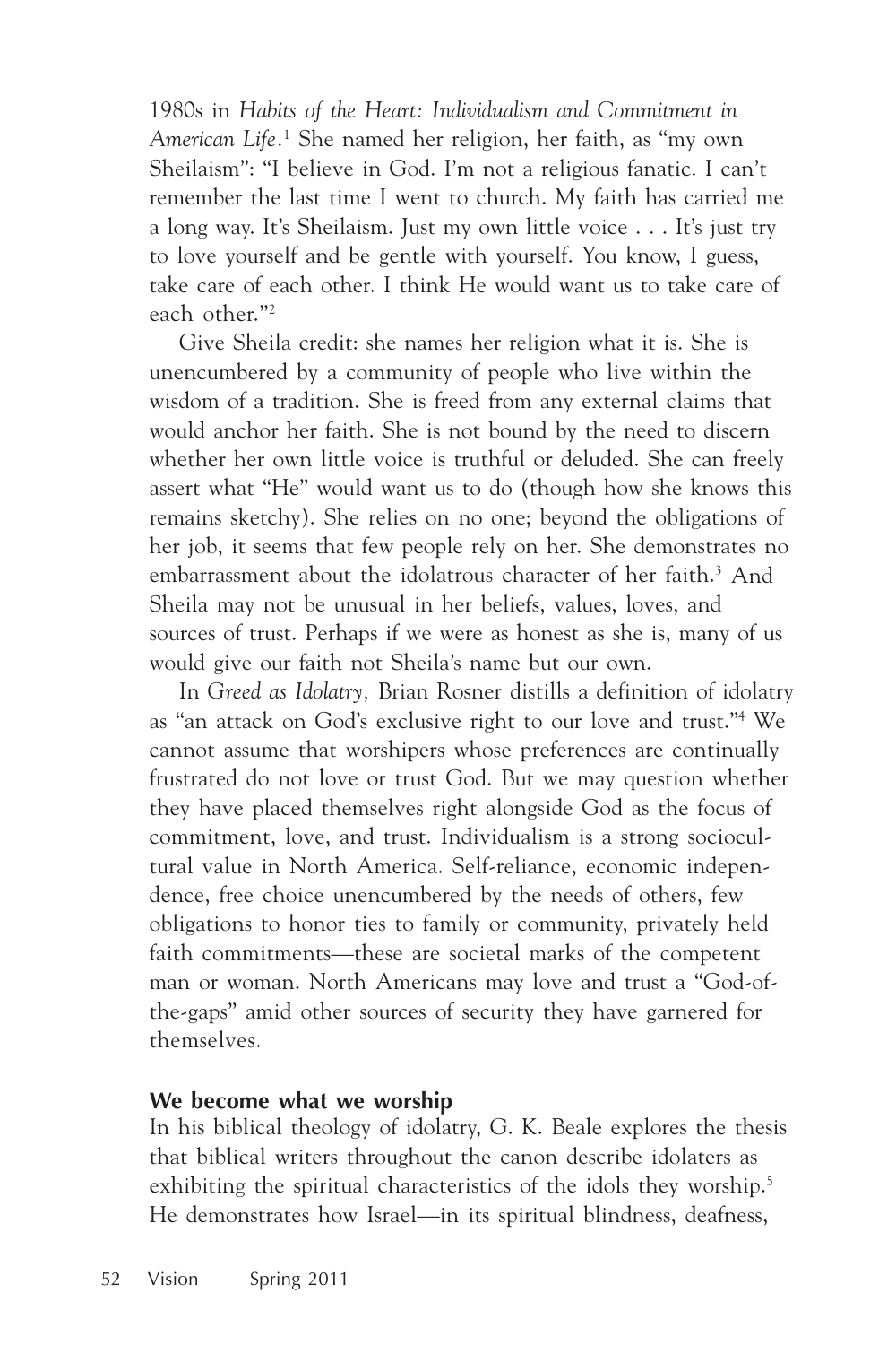1980s in *Habits of the Heart: Individualism and Commitment in American Life*.[1] She named her religion, her faith, as "my own Sheilaism": "I believe in God. I'm not a religious fanatic. I can't remember the last time I went to church. My faith has carried me a long way. It's Sheilaism. Just my own little voice . . . It's just try to love yourself and be gentle with yourself. You know, I guess, take care of each other. I think He would want us to take care of each other."[2]

Give Sheila credit: she names her religion what it is. She is unencumbered by a community of people who live within the wisdom of a tradition. She is freed from any external claims that would anchor her faith. She is not bound by the need to discern whether her own little voice is truthful or deluded. She can freely assert what "He" would want us to do (though how she knows this remains sketchy). She relies on no one; beyond the obligations of her job, it seems that few people rely on her. She demonstrates no embarrassment about the idolatrous character of her faith.[3] And Sheila may not be unusual in her beliefs, values, loves, and sources of trust. Perhaps if we were as honest as she is, many of us would give our faith not Sheila's name but our own.

In *Greed as Idolatry,* Brian Rosner distills a definition of idolatry as "an attack on God's exclusive right to our love and trust."[4] We cannot assume that worshipers whose preferences are continually frustrated do not love or trust God. But we may question whether they have placed themselves right alongside God as the focus of commitment, love, and trust. Individualism is a strong sociocultural value in North America. Self-reliance, economic independence, free choice unencumbered by the needs of others, few obligations to honor ties to family or community, privately held faith commitments—these are societal marks of the competent man or woman. North Americans may love and trust a "God-of-the-gaps" amid other sources of security they have garnered for themselves.

## We become what we worship

In his biblical theology of idolatry, G. K. Beale explores the thesis that biblical writers throughout the canon describe idolaters as exhibiting the spiritual characteristics of the idols they worship.[5] He demonstrates how Israel—in its spiritual blindness, deafness,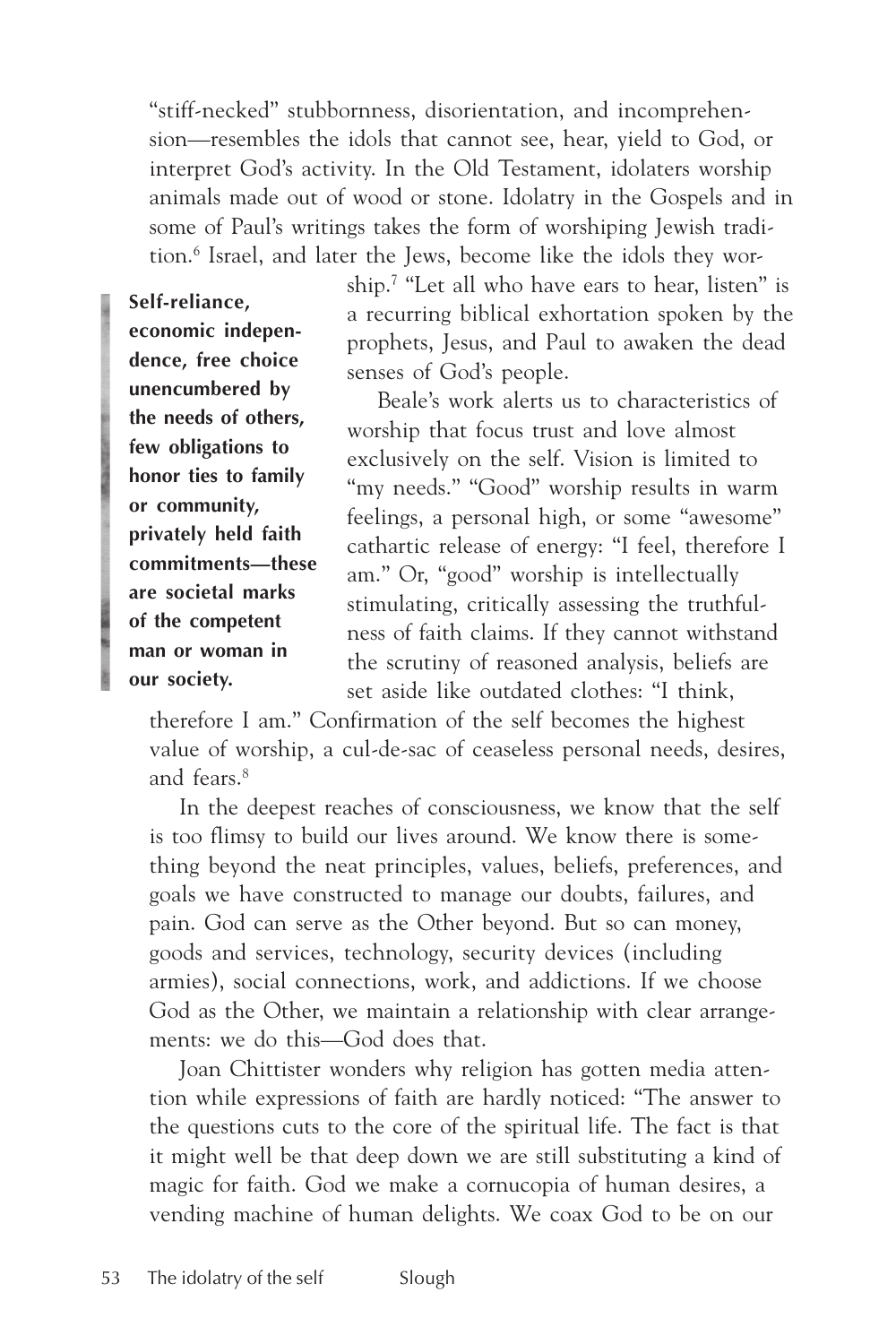"stiff-necked" stubbornness, disorientation, and incomprehension—resembles the idols that cannot see, hear, yield to God, or interpret God's activity. In the Old Testament, idolaters worship animals made out of wood or stone. Idolatry in the Gospels and in some of Paul's writings takes the form of worshiping Jewish tradition.[6] Israel, and later the Jews, become like the idols they worship.[7] "Let all who have ears to hear, listen" is a recurring biblical exhortation spoken by the prophets, Jesus, and Paul to awaken the dead senses of God's people.

**Self-reliance, economic independence, free choice unencumbered by the needs of others, few obligations to honor ties to family or community, privately held faith commitments—these are societal marks of the competent man or woman in our society.**

Beale's work alerts us to characteristics of worship that focus trust and love almost exclusively on the self. Vision is limited to "my needs." "Good" worship results in warm feelings, a personal high, or some "awesome" cathartic release of energy: "I feel, therefore I am." Or, "good" worship is intellectually stimulating, critically assessing the truthfulness of faith claims. If they cannot withstand the scrutiny of reasoned analysis, beliefs are set aside like outdated clothes: "I think, therefore I am." Confirmation of the self becomes the highest value of worship, a cul-de-sac of ceaseless personal needs, desires, and fears.[8]

In the deepest reaches of consciousness, we know that the self is too flimsy to build our lives around. We know there is something beyond the neat principles, values, beliefs, preferences, and goals we have constructed to manage our doubts, failures, and pain. God can serve as the Other beyond. But so can money, goods and services, technology, security devices (including armies), social connections, work, and addictions. If we choose God as the Other, we maintain a relationship with clear arrangements: we do this—God does that.

Joan Chittister wonders why religion has gotten media attention while expressions of faith are hardly noticed: "The answer to the questions cuts to the core of the spiritual life. The fact is that it might well be that deep down we are still substituting a kind of magic for faith. God we make a cornucopia of human desires, a vending machine of human delights. We coax God to be on our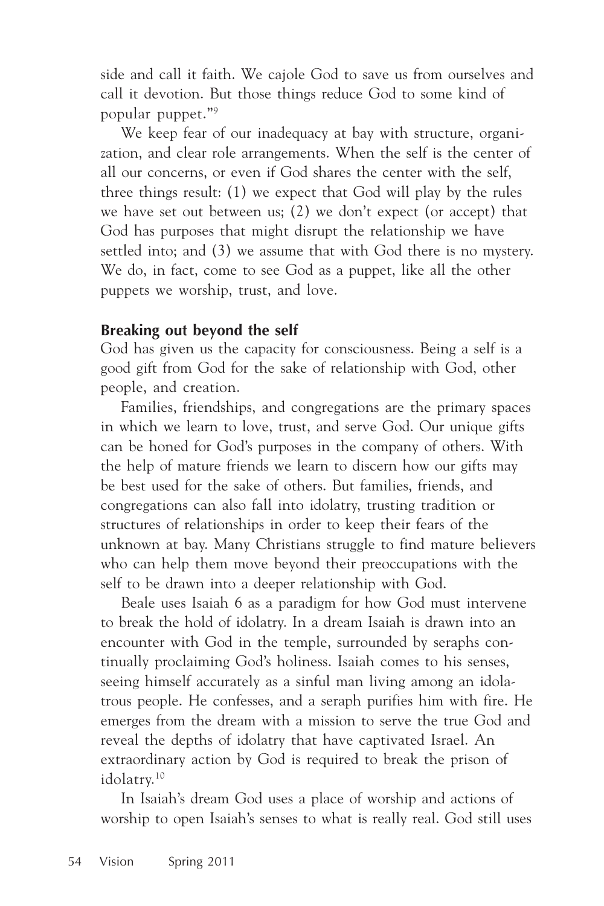side and call it faith. We cajole God to save us from ourselves and call it devotion. But those things reduce God to some kind of popular puppet."[9]

We keep fear of our inadequacy at bay with structure, organization, and clear role arrangements. When the self is the center of all our concerns, or even if God shares the center with the self, three things result: (1) we expect that God will play by the rules we have set out between us; (2) we don't expect (or accept) that God has purposes that might disrupt the relationship we have settled into; and (3) we assume that with God there is no mystery. We do, in fact, come to see God as a puppet, like all the other puppets we worship, trust, and love.

**Breaking out beyond the self**

God has given us the capacity for consciousness. Being a self is a good gift from God for the sake of relationship with God, other people, and creation.

Families, friendships, and congregations are the primary spaces in which we learn to love, trust, and serve God. Our unique gifts can be honed for God's purposes in the company of others. With the help of mature friends we learn to discern how our gifts may be best used for the sake of others. But families, friends, and congregations can also fall into idolatry, trusting tradition or structures of relationships in order to keep their fears of the unknown at bay. Many Christians struggle to find mature believers who can help them move beyond their preoccupations with the self to be drawn into a deeper relationship with God.

Beale uses Isaiah 6 as a paradigm for how God must intervene to break the hold of idolatry. In a dream Isaiah is drawn into an encounter with God in the temple, surrounded by seraphs continually proclaiming God's holiness. Isaiah comes to his senses, seeing himself accurately as a sinful man living among an idolatrous people. He confesses, and a seraph purifies him with fire. He emerges from the dream with a mission to serve the true God and reveal the depths of idolatry that have captivated Israel. An extraordinary action by God is required to break the prison of idolatry.[10]

In Isaiah's dream God uses a place of worship and actions of worship to open Isaiah's senses to what is really real. God still uses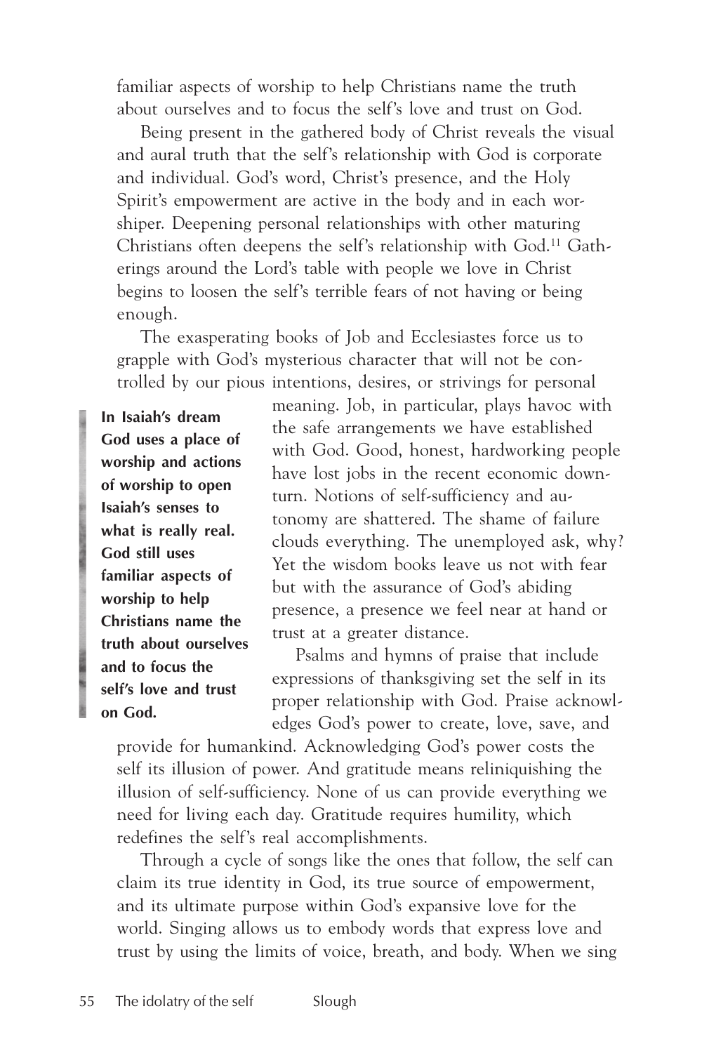familiar aspects of worship to help Christians name the truth about ourselves and to focus the self's love and trust on God.

Being present in the gathered body of Christ reveals the visual and aural truth that the self's relationship with God is corporate and individual. God's word, Christ's presence, and the Holy Spirit's empowerment are active in the body and in each worshiper. Deepening personal relationships with other maturing Christians often deepens the self's relationship with God.[11] Gatherings around the Lord's table with people we love in Christ begins to loosen the self's terrible fears of not having or being enough.

The exasperating books of Job and Ecclesiastes force us to grapple with God's mysterious character that will not be controlled by our pious intentions, desires, or strivings for personal meaning. Job, in particular, plays havoc with the safe arrangements we have established with God. Good, honest, hardworking people have lost jobs in the recent economic downturn. Notions of self-sufficiency and autonomy are shattered. The shame of failure clouds everything. The unemployed ask, why? Yet the wisdom books leave us not with fear but with the assurance of God's abiding presence, a presence we feel near at hand or trust at a greater distance.

**In Isaiah's dream God uses a place of worship and actions of worship to open Isaiah's senses to what is really real. God still uses familiar aspects of worship to help Christians name the truth about ourselves and to focus the self's love and trust on God.**

Psalms and hymns of praise that include expressions of thanksgiving set the self in its proper relationship with God. Praise acknowledges God's power to create, love, save, and provide for humankind. Acknowledging God's power costs the self its illusion of power. And gratitude means reliniquishing the illusion of self-sufficiency. None of us can provide everything we need for living each day. Gratitude requires humility, which redefines the self's real accomplishments.

Through a cycle of songs like the ones that follow, the self can claim its true identity in God, its true source of empowerment, and its ultimate purpose within God's expansive love for the world. Singing allows us to embody words that express love and trust by using the limits of voice, breath, and body. When we sing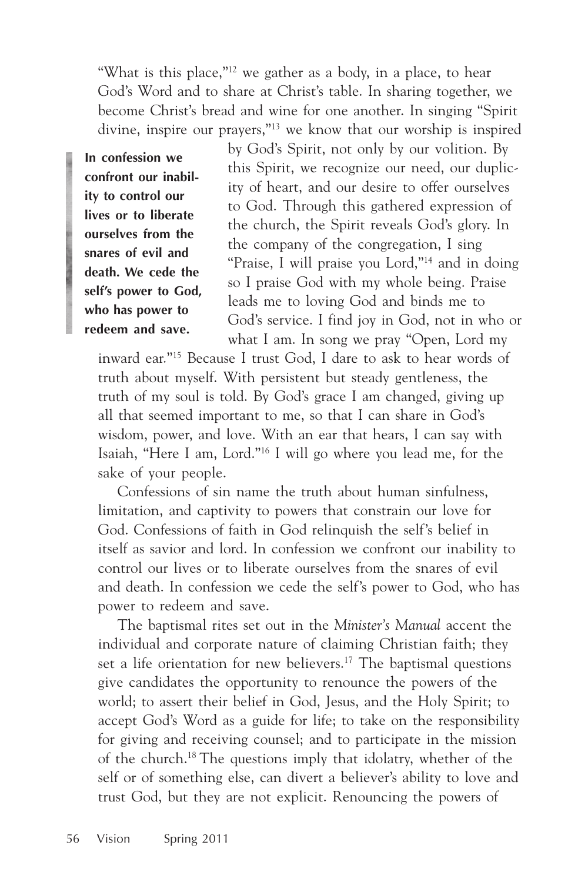"What is this place,"[12] we gather as a body, in a place, to hear God's Word and to share at Christ's table. In sharing together, we become Christ's bread and wine for one another. In singing "Spirit divine, inspire our prayers,"[13] we know that our worship is inspired by God's Spirit, not only by our volition. By this Spirit, we recognize our need, our duplicity of heart, and our desire to offer ourselves to God. Through this gathered expression of the church, the Spirit reveals God's glory. In the company of the congregation, I sing "Praise, I will praise you Lord,"[14] and in doing so I praise God with my whole being. Praise leads me to loving God and binds me to God's service. I find joy in God, not in who or what I am. In song we pray "Open, Lord my inward ear."[15] Because I trust God, I dare to ask to hear words of truth about myself. With persistent but steady gentleness, the truth of my soul is told. By God's grace I am changed, giving up all that seemed important to me, so that I can share in God's wisdom, power, and love. With an ear that hears, I can say with Isaiah, "Here I am, Lord."[16] I will go where you lead me, for the sake of your people.

> **In confession we confront our inability to control our lives or to liberate ourselves from the snares of evil and death. We cede the self's power to God, who has power to redeem and save.**

Confessions of sin name the truth about human sinfulness, limitation, and captivity to powers that constrain our love for God. Confessions of faith in God relinquish the self's belief in itself as savior and lord. In confession we confront our inability to control our lives or to liberate ourselves from the snares of evil and death. In confession we cede the self's power to God, who has power to redeem and save.

The baptismal rites set out in the *Minister's Manual* accent the individual and corporate nature of claiming Christian faith; they set a life orientation for new believers.[17] The baptismal questions give candidates the opportunity to renounce the powers of the world; to assert their belief in God, Jesus, and the Holy Spirit; to accept God's Word as a guide for life; to take on the responsibility for giving and receiving counsel; and to participate in the mission of the church.[18] The questions imply that idolatry, whether of the self or of something else, can divert a believer's ability to love and trust God, but they are not explicit. Renouncing the powers of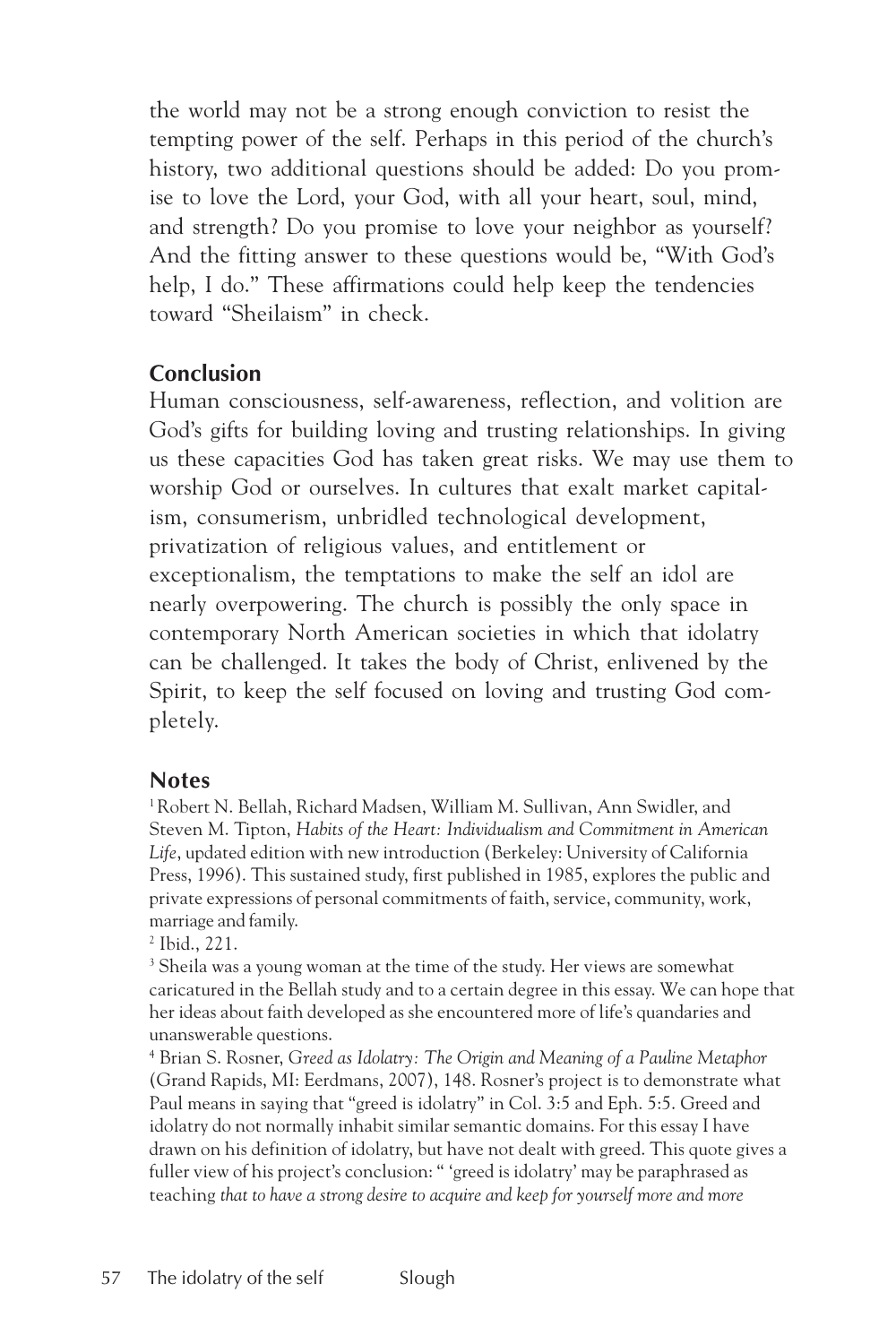the world may not be a strong enough conviction to resist the tempting power of the self. Perhaps in this period of the church's history, two additional questions should be added: Do you promise to love the Lord, your God, with all your heart, soul, mind, and strength? Do you promise to love your neighbor as yourself? And the fitting answer to these questions would be, "With God's help, I do." These affirmations could help keep the tendencies toward "Sheilaism" in check.

## Conclusion

Human consciousness, self-awareness, reflection, and volition are God's gifts for building loving and trusting relationships. In giving us these capacities God has taken great risks. We may use them to worship God or ourselves. In cultures that exalt market capitalism, consumerism, unbridled technological development, privatization of religious values, and entitlement or exceptionalism, the temptations to make the self an idol are nearly overpowering. The church is possibly the only space in contemporary North American societies in which that idolatry can be challenged. It takes the body of Christ, enlivened by the Spirit, to keep the self focused on loving and trusting God completely.

## Notes

[1] Robert N. Bellah, Richard Madsen, William M. Sullivan, Ann Swidler, and Steven M. Tipton, *Habits of the Heart: Individualism and Commitment in American Life*, updated edition with new introduction (Berkeley: University of California Press, 1996). This sustained study, first published in 1985, explores the public and private expressions of personal commitments of faith, service, community, work, marriage and family.

[2] Ibid., 221.

[3] Sheila was a young woman at the time of the study. Her views are somewhat caricatured in the Bellah study and to a certain degree in this essay. We can hope that her ideas about faith developed as she encountered more of life's quandaries and unanswerable questions.

[4] Brian S. Rosner, *Greed as Idolatry: The Origin and Meaning of a Pauline Metaphor* (Grand Rapids, MI: Eerdmans, 2007), 148. Rosner's project is to demonstrate what Paul means in saying that "greed is idolatry" in Col. 3:5 and Eph. 5:5. Greed and idolatry do not normally inhabit similar semantic domains. For this essay I have drawn on his definition of idolatry, but have not dealt with greed. This quote gives a fuller view of his project's conclusion: " 'greed is idolatry' may be paraphrased as teaching *that to have a strong desire to acquire and keep for yourself more and more*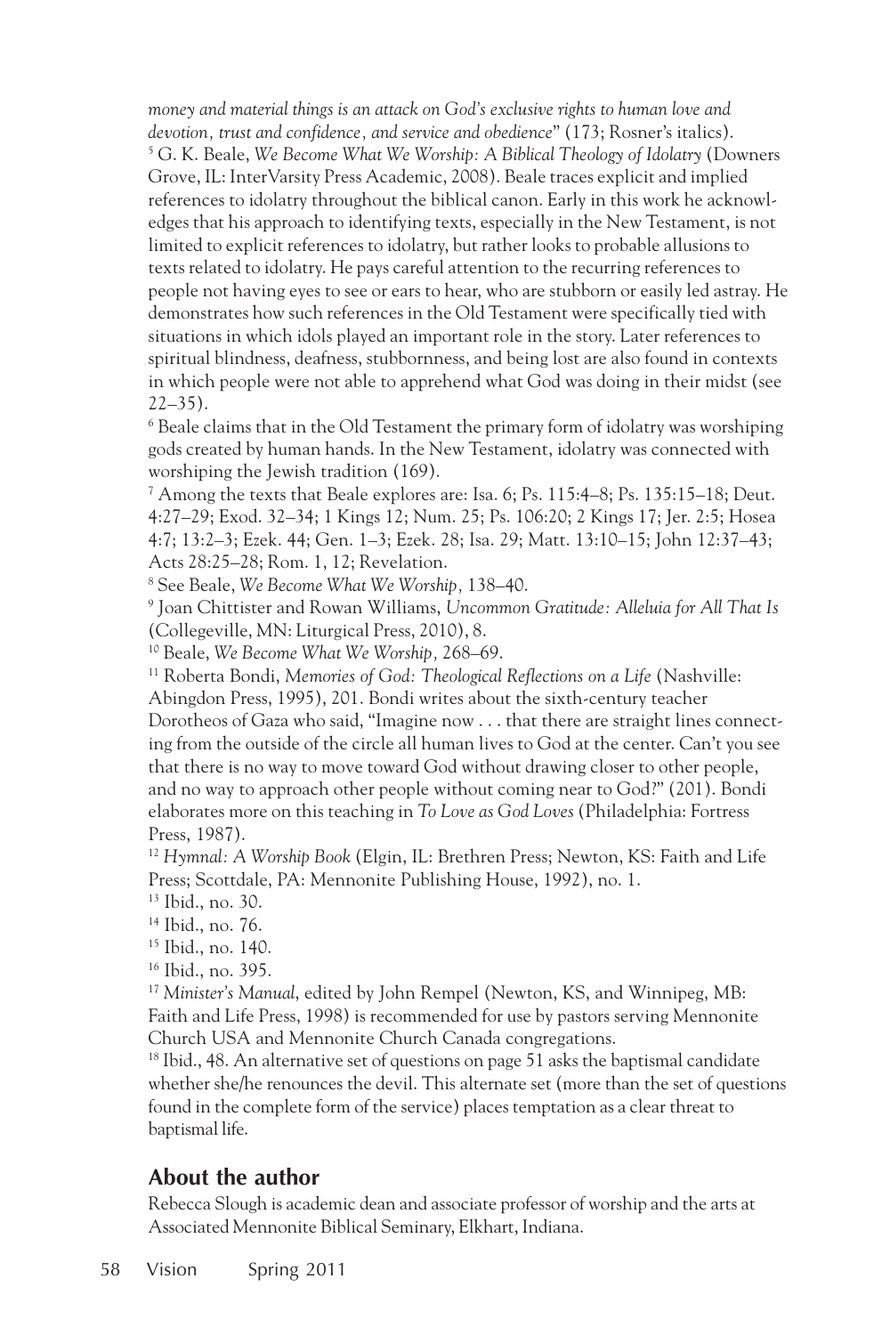*money and material things is an attack on God's exclusive rights to human love and devotion, trust and confidence, and service and obedience*" (173; Rosner's italics).

[5] G. K. Beale, *We Become What We Worship: A Biblical Theology of Idolatry* (Downers Grove, IL: InterVarsity Press Academic, 2008). Beale traces explicit and implied references to idolatry throughout the biblical canon. Early in this work he acknowledges that his approach to identifying texts, especially in the New Testament, is not limited to explicit references to idolatry, but rather looks to probable allusions to texts related to idolatry. He pays careful attention to the recurring references to people not having eyes to see or ears to hear, who are stubborn or easily led astray. He demonstrates how such references in the Old Testament were specifically tied with situations in which idols played an important role in the story. Later references to spiritual blindness, deafness, stubbornness, and being lost are also found in contexts in which people were not able to apprehend what God was doing in their midst (see 22–35).

[6] Beale claims that in the Old Testament the primary form of idolatry was worshiping gods created by human hands. In the New Testament, idolatry was connected with worshiping the Jewish tradition (169).

[7] Among the texts that Beale explores are: Isa. 6; Ps. 115:4–8; Ps. 135:15–18; Deut. 4:27–29; Exod. 32–34; 1 Kings 12; Num. 25; Ps. 106:20; 2 Kings 17; Jer. 2:5; Hosea 4:7; 13:2–3; Ezek. 44; Gen. 1–3; Ezek. 28; Isa. 29; Matt. 13:10–15; John 12:37–43; Acts 28:25–28; Rom. 1, 12; Revelation.

[8] See Beale, *We Become What We Worship*, 138–40.

[9] Joan Chittister and Rowan Williams, *Uncommon Gratitude: Alleluia for All That Is* (Collegeville, MN: Liturgical Press, 2010), 8.

[10] Beale, *We Become What We Worship*, 268–69.

[11] Roberta Bondi, *Memories of God: Theological Reflections on a Life* (Nashville: Abingdon Press, 1995), 201. Bondi writes about the sixth-century teacher Dorotheos of Gaza who said, "Imagine now . . . that there are straight lines connecting from the outside of the circle all human lives to God at the center. Can't you see that there is no way to move toward God without drawing closer to other people, and no way to approach other people without coming near to God?" (201). Bondi elaborates more on this teaching in *To Love as God Loves* (Philadelphia: Fortress Press, 1987).

[12] *Hymnal: A Worship Book* (Elgin, IL: Brethren Press; Newton, KS: Faith and Life Press; Scottdale, PA: Mennonite Publishing House, 1992), no. 1.

[13] Ibid., no. 30.

[14] Ibid., no. 76.

[15] Ibid., no. 140.

[16] Ibid., no. 395.

[17] *Minister's Manual*, edited by John Rempel (Newton, KS, and Winnipeg, MB: Faith and Life Press, 1998) is recommended for use by pastors serving Mennonite Church USA and Mennonite Church Canada congregations.

[18] Ibid., 48. An alternative set of questions on page 51 asks the baptismal candidate whether she/he renounces the devil. This alternate set (more than the set of questions found in the complete form of the service) places temptation as a clear threat to baptismal life.

## About the author

Rebecca Slough is academic dean and associate professor of worship and the arts at Associated Mennonite Biblical Seminary, Elkhart, Indiana.